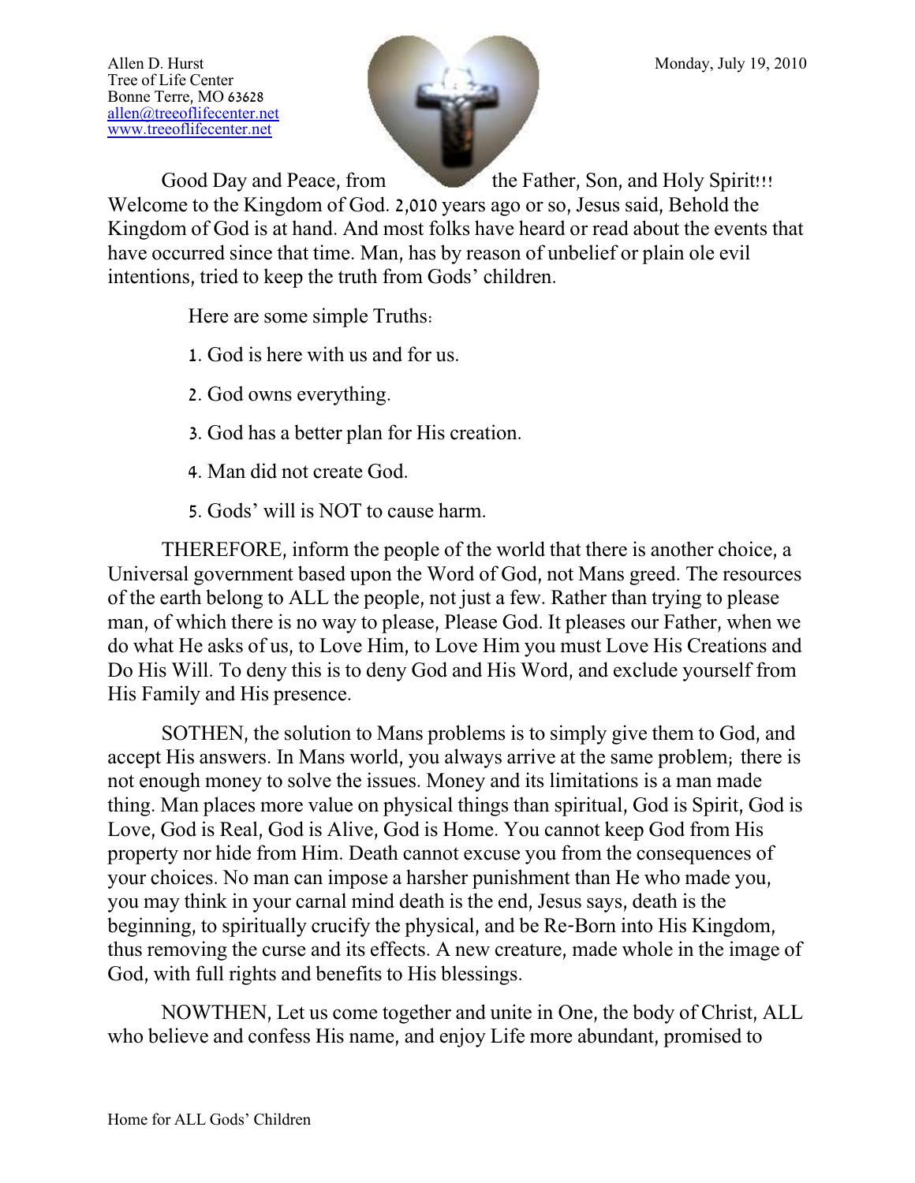Allen D. Hurst
Tree of Life Center
Bonne Terre, MO 63628
allen@treeoflifecenter.net
www.treeoflifecenter.net

Monday, July 19, 2010

Good Day and Peace, from the Father, Son, and Holy Spirit!!! Welcome to the Kingdom of God. 2,010 years ago or so, Jesus said, Behold the Kingdom of God is at hand. And most folks have heard or read about the events that have occurred since that time. Man, has by reason of unbelief or plain ole evil intentions, tried to keep the truth from Gods' children.

Here are some simple Truths:

1. God is here with us and for us.
2. God owns everything.
3. God has a better plan for His creation.
4. Man did not create God.
5. Gods' will is NOT to cause harm.

THEREFORE, inform the people of the world that there is another choice, a Universal government based upon the Word of God, not Mans greed. The resources of the earth belong to ALL the people, not just a few. Rather than trying to please man, of which there is no way to please, Please God. It pleases our Father, when we do what He asks of us, to Love Him, to Love Him you must Love His Creations and Do His Will. To deny this is to deny God and His Word, and exclude yourself from His Family and His presence.

SOTHEN, the solution to Mans problems is to simply give them to God, and accept His answers. In Mans world, you always arrive at the same problem; there is not enough money to solve the issues. Money and its limitations is a man made thing. Man places more value on physical things than spiritual, God is Spirit, God is Love, God is Real, God is Alive, God is Home. You cannot keep God from His property nor hide from Him. Death cannot excuse you from the consequences of your choices. No man can impose a harsher punishment than He who made you, you may think in your carnal mind death is the end, Jesus says, death is the beginning, to spiritually crucify the physical, and be Re-Born into His Kingdom, thus removing the curse and its effects. A new creature, made whole in the image of God, with full rights and benefits to His blessings.

NOWTHEN, Let us come together and unite in One, the body of Christ, ALL who believe and confess His name, and enjoy Life more abundant, promised to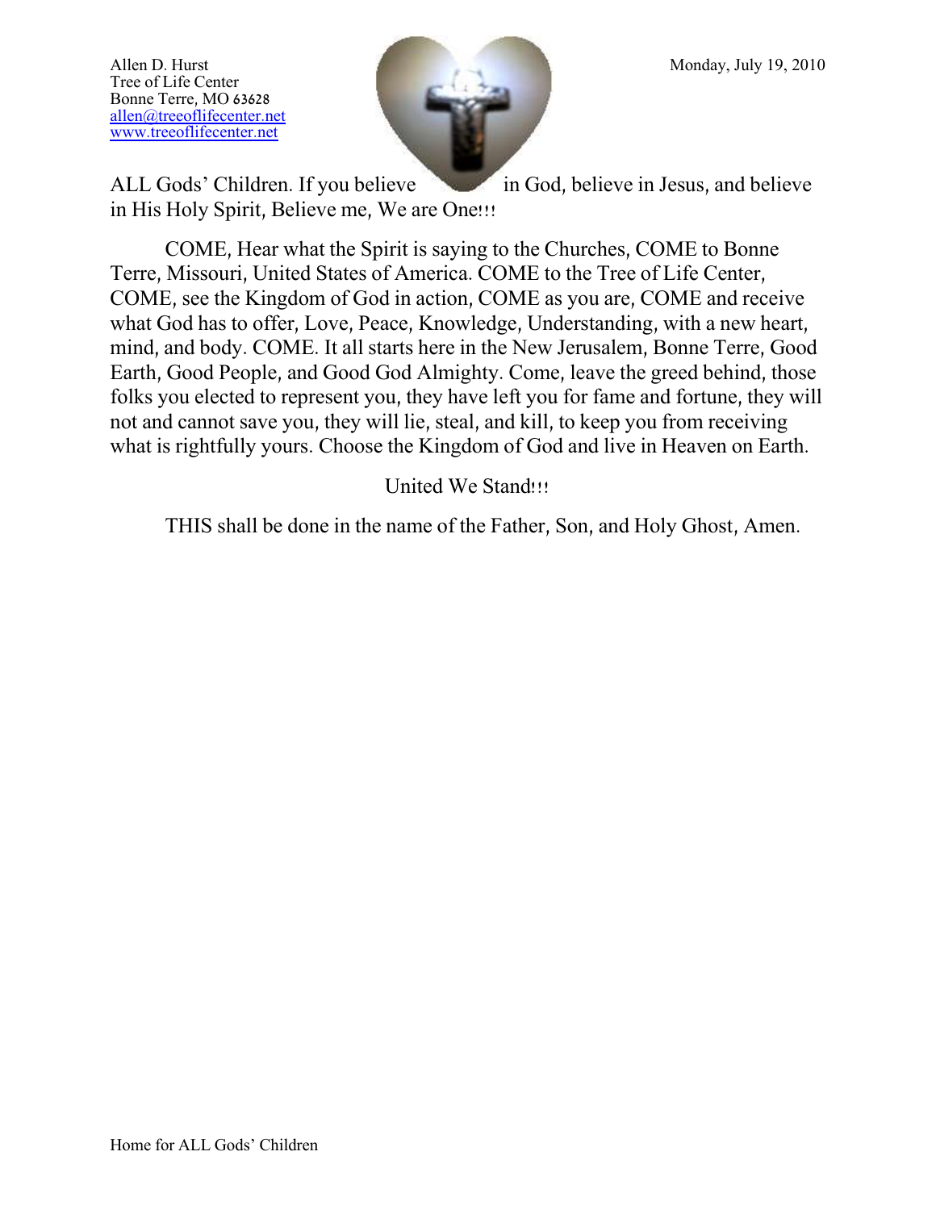Allen D. Hurst
Tree of Life Center
Bonne Terre, MO 63628
allen@treeoflifecenter.net
www.treeoflifecenter.net

Monday, July 19, 2010

ALL Gods' Children. If you believe in God, believe in Jesus, and believe in His Holy Spirit, Believe me, We are One!!!

COME, Hear what the Spirit is saying to the Churches, COME to Bonne Terre, Missouri, United States of America. COME to the Tree of Life Center, COME, see the Kingdom of God in action, COME as you are, COME and receive what God has to offer, Love, Peace, Knowledge, Understanding, with a new heart, mind, and body. COME. It all starts here in the New Jerusalem, Bonne Terre, Good Earth, Good People, and Good God Almighty. Come, leave the greed behind, those folks you elected to represent you, they have left you for fame and fortune, they will not and cannot save you, they will lie, steal, and kill, to keep you from receiving what is rightfully yours. Choose the Kingdom of God and live in Heaven on Earth.

United We Stand!!!

THIS shall be done in the name of the Father, Son, and Holy Ghost, Amen.

Home for ALL Gods' Children